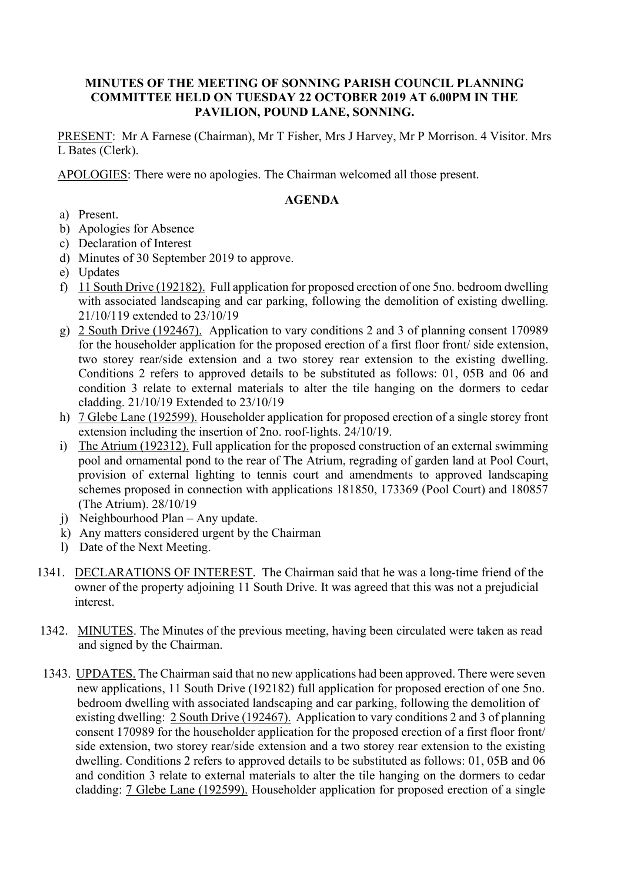**MINUTES OF THE MEETING OF SONNING PARISH COUNCIL PLANNING COMMITTEE HELD ON TUESDAY 22 OCTOBER 2019 AT 6.00PM IN THE PAVILION, POUND LANE, SONNING.**

PRESENT: Mr A Farnese (Chairman), Mr T Fisher, Mrs J Harvey, Mr P Morrison. 4 Visitor. Mrs L Bates (Clerk).

APOLOGIES: There were no apologies. The Chairman welcomed all those present.

**AGENDA**

a) Present.
b) Apologies for Absence
c) Declaration of Interest
d) Minutes of 30 September 2019 to approve.
e) Updates
f) 11 South Drive (192182). Full application for proposed erection of one 5no. bedroom dwelling with associated landscaping and car parking, following the demolition of existing dwelling. 21/10/119 extended to 23/10/19
g) 2 South Drive (192467). Application to vary conditions 2 and 3 of planning consent 170989 for the householder application for the proposed erection of a first floor front/ side extension, two storey rear/side extension and a two storey rear extension to the existing dwelling. Conditions 2 refers to approved details to be substituted as follows: 01, 05B and 06 and condition 3 relate to external materials to alter the tile hanging on the dormers to cedar cladding. 21/10/19 Extended to 23/10/19
h) 7 Glebe Lane (192599). Householder application for proposed erection of a single storey front extension including the insertion of 2no. roof-lights. 24/10/19.
i) The Atrium (192312). Full application for the proposed construction of an external swimming pool and ornamental pond to the rear of The Atrium, regrading of garden land at Pool Court, provision of external lighting to tennis court and amendments to approved landscaping schemes proposed in connection with applications 181850, 173369 (Pool Court) and 180857 (The Atrium). 28/10/19
j) Neighbourhood Plan – Any update.
k) Any matters considered urgent by the Chairman
l) Date of the Next Meeting.

1341. DECLARATIONS OF INTEREST. The Chairman said that he was a long-time friend of the owner of the property adjoining 11 South Drive. It was agreed that this was not a prejudicial interest.

1342. MINUTES. The Minutes of the previous meeting, having been circulated were taken as read and signed by the Chairman.

1343. UPDATES. The Chairman said that no new applications had been approved. There were seven new applications, 11 South Drive (192182) full application for proposed erection of one 5no. bedroom dwelling with associated landscaping and car parking, following the demolition of existing dwelling: 2 South Drive (192467). Application to vary conditions 2 and 3 of planning consent 170989 for the householder application for the proposed erection of a first floor front/ side extension, two storey rear/side extension and a two storey rear extension to the existing dwelling. Conditions 2 refers to approved details to be substituted as follows: 01, 05B and 06 and condition 3 relate to external materials to alter the tile hanging on the dormers to cedar cladding: 7 Glebe Lane (192599). Householder application for proposed erection of a single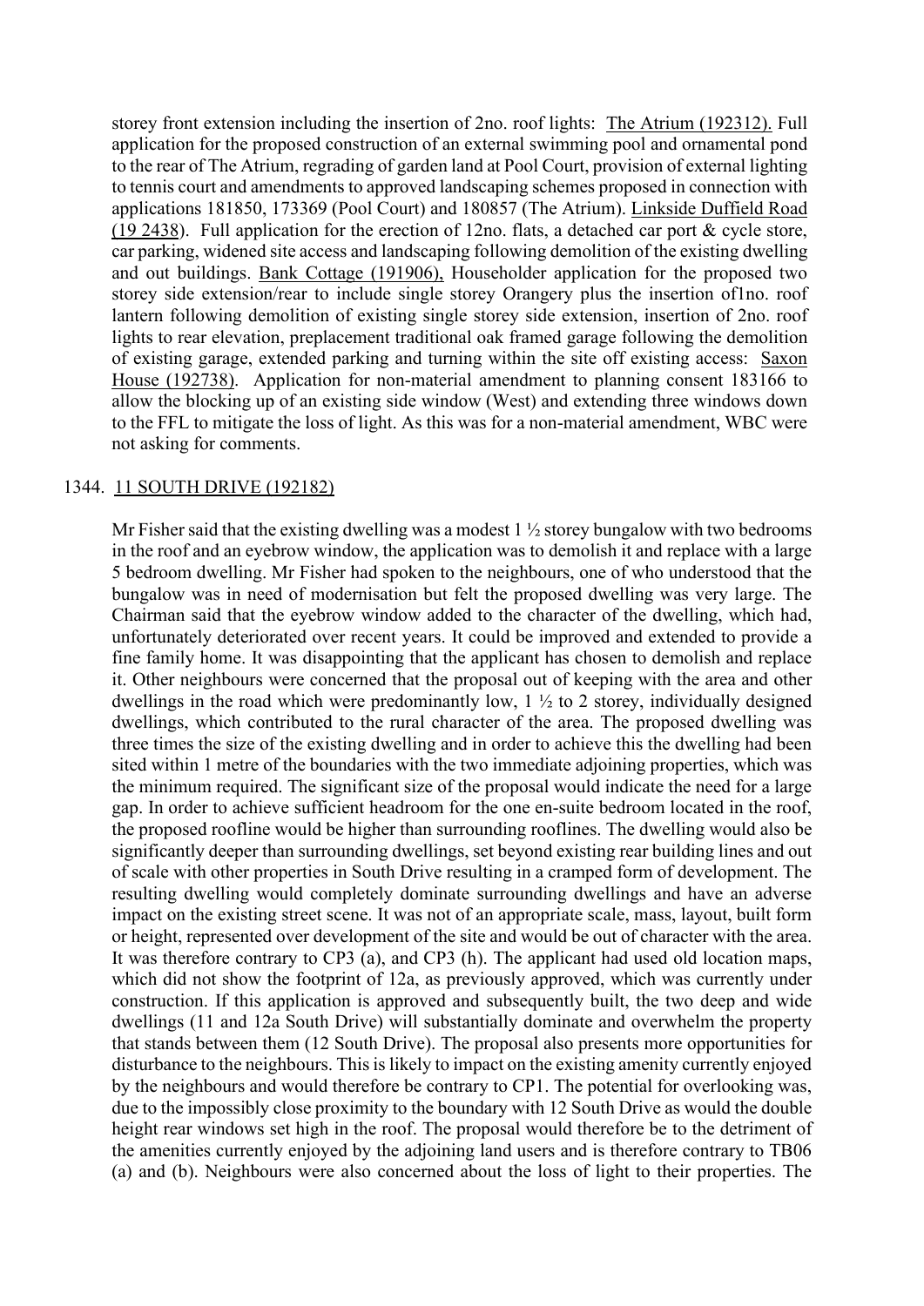storey front extension including the insertion of 2no. roof lights: The Atrium (192312). Full application for the proposed construction of an external swimming pool and ornamental pond to the rear of The Atrium, regrading of garden land at Pool Court, provision of external lighting to tennis court and amendments to approved landscaping schemes proposed in connection with applications 181850, 173369 (Pool Court) and 180857 (The Atrium). Linkside Duffield Road (19 2438). Full application for the erection of 12no. flats, a detached car port & cycle store, car parking, widened site access and landscaping following demolition of the existing dwelling and out buildings. Bank Cottage (191906), Householder application for the proposed two storey side extension/rear to include single storey Orangery plus the insertion of1no. roof lantern following demolition of existing single storey side extension, insertion of 2no. roof lights to rear elevation, preplacement traditional oak framed garage following the demolition of existing garage, extended parking and turning within the site off existing access: Saxon House (192738). Application for non-material amendment to planning consent 183166 to allow the blocking up of an existing side window (West) and extending three windows down to the FFL to mitigate the loss of light. As this was for a non-material amendment, WBC were not asking for comments.

1344. 11 SOUTH DRIVE (192182)

Mr Fisher said that the existing dwelling was a modest 1 ½ storey bungalow with two bedrooms in the roof and an eyebrow window, the application was to demolish it and replace with a large 5 bedroom dwelling. Mr Fisher had spoken to the neighbours, one of who understood that the bungalow was in need of modernisation but felt the proposed dwelling was very large. The Chairman said that the eyebrow window added to the character of the dwelling, which had, unfortunately deteriorated over recent years. It could be improved and extended to provide a fine family home. It was disappointing that the applicant has chosen to demolish and replace it. Other neighbours were concerned that the proposal out of keeping with the area and other dwellings in the road which were predominantly low, 1 ½ to 2 storey, individually designed dwellings, which contributed to the rural character of the area. The proposed dwelling was three times the size of the existing dwelling and in order to achieve this the dwelling had been sited within 1 metre of the boundaries with the two immediate adjoining properties, which was the minimum required. The significant size of the proposal would indicate the need for a large gap. In order to achieve sufficient headroom for the one en-suite bedroom located in the roof, the proposed roofline would be higher than surrounding rooflines. The dwelling would also be significantly deeper than surrounding dwellings, set beyond existing rear building lines and out of scale with other properties in South Drive resulting in a cramped form of development. The resulting dwelling would completely dominate surrounding dwellings and have an adverse impact on the existing street scene. It was not of an appropriate scale, mass, layout, built form or height, represented over development of the site and would be out of character with the area. It was therefore contrary to CP3 (a), and CP3 (h). The applicant had used old location maps, which did not show the footprint of 12a, as previously approved, which was currently under construction. If this application is approved and subsequently built, the two deep and wide dwellings (11 and 12a South Drive) will substantially dominate and overwhelm the property that stands between them (12 South Drive). The proposal also presents more opportunities for disturbance to the neighbours. This is likely to impact on the existing amenity currently enjoyed by the neighbours and would therefore be contrary to CP1. The potential for overlooking was, due to the impossibly close proximity to the boundary with 12 South Drive as would the double height rear windows set high in the roof. The proposal would therefore be to the detriment of the amenities currently enjoyed by the adjoining land users and is therefore contrary to TB06 (a) and (b). Neighbours were also concerned about the loss of light to their properties. The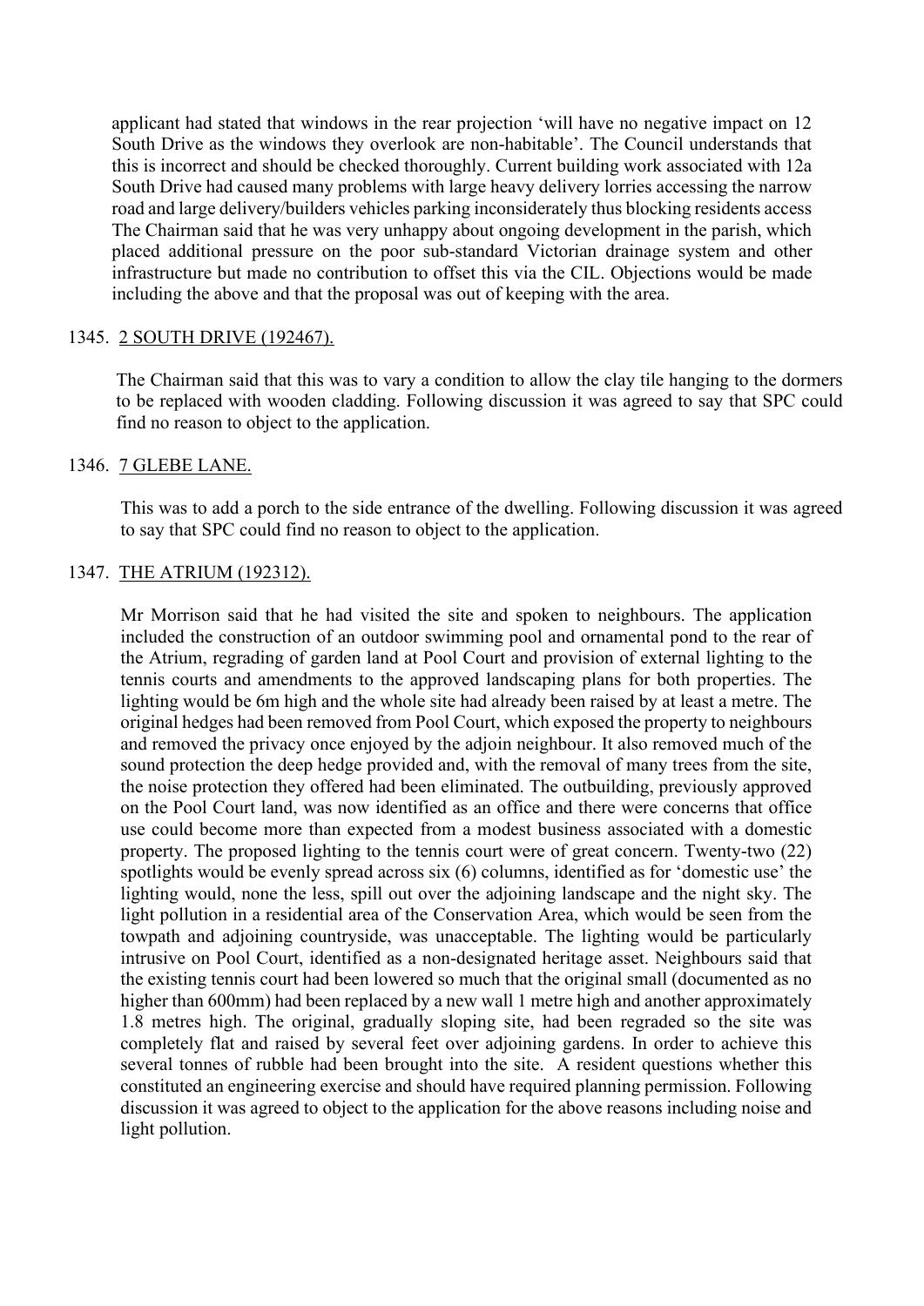applicant had stated that windows in the rear projection 'will have no negative impact on 12 South Drive as the windows they overlook are non-habitable'. The Council understands that this is incorrect and should be checked thoroughly. Current building work associated with 12a South Drive had caused many problems with large heavy delivery lorries accessing the narrow road and large delivery/builders vehicles parking inconsiderately thus blocking residents access The Chairman said that he was very unhappy about ongoing development in the parish, which placed additional pressure on the poor sub-standard Victorian drainage system and other infrastructure but made no contribution to offset this via the CIL. Objections would be made including the above and that the proposal was out of keeping with the area.

1345. <u>2 SOUTH DRIVE (192467).</u>

The Chairman said that this was to vary a condition to allow the clay tile hanging to the dormers to be replaced with wooden cladding. Following discussion it was agreed to say that SPC could find no reason to object to the application.

1346. <u>7 GLEBE LANE.</u>

This was to add a porch to the side entrance of the dwelling. Following discussion it was agreed to say that SPC could find no reason to object to the application.

1347. <u>THE ATRIUM (192312).</u>

Mr Morrison said that he had visited the site and spoken to neighbours. The application included the construction of an outdoor swimming pool and ornamental pond to the rear of the Atrium, regrading of garden land at Pool Court and provision of external lighting to the tennis courts and amendments to the approved landscaping plans for both properties. The lighting would be 6m high and the whole site had already been raised by at least a metre. The original hedges had been removed from Pool Court, which exposed the property to neighbours and removed the privacy once enjoyed by the adjoin neighbour. It also removed much of the sound protection the deep hedge provided and, with the removal of many trees from the site, the noise protection they offered had been eliminated. The outbuilding, previously approved on the Pool Court land, was now identified as an office and there were concerns that office use could become more than expected from a modest business associated with a domestic property. The proposed lighting to the tennis court were of great concern. Twenty-two (22) spotlights would be evenly spread across six (6) columns, identified as for 'domestic use' the lighting would, none the less, spill out over the adjoining landscape and the night sky. The light pollution in a residential area of the Conservation Area, which would be seen from the towpath and adjoining countryside, was unacceptable. The lighting would be particularly intrusive on Pool Court, identified as a non-designated heritage asset. Neighbours said that the existing tennis court had been lowered so much that the original small (documented as no higher than 600mm) had been replaced by a new wall 1 metre high and another approximately 1.8 metres high. The original, gradually sloping site, had been regraded so the site was completely flat and raised by several feet over adjoining gardens. In order to achieve this several tonnes of rubble had been brought into the site. A resident questions whether this constituted an engineering exercise and should have required planning permission. Following discussion it was agreed to object to the application for the above reasons including noise and light pollution.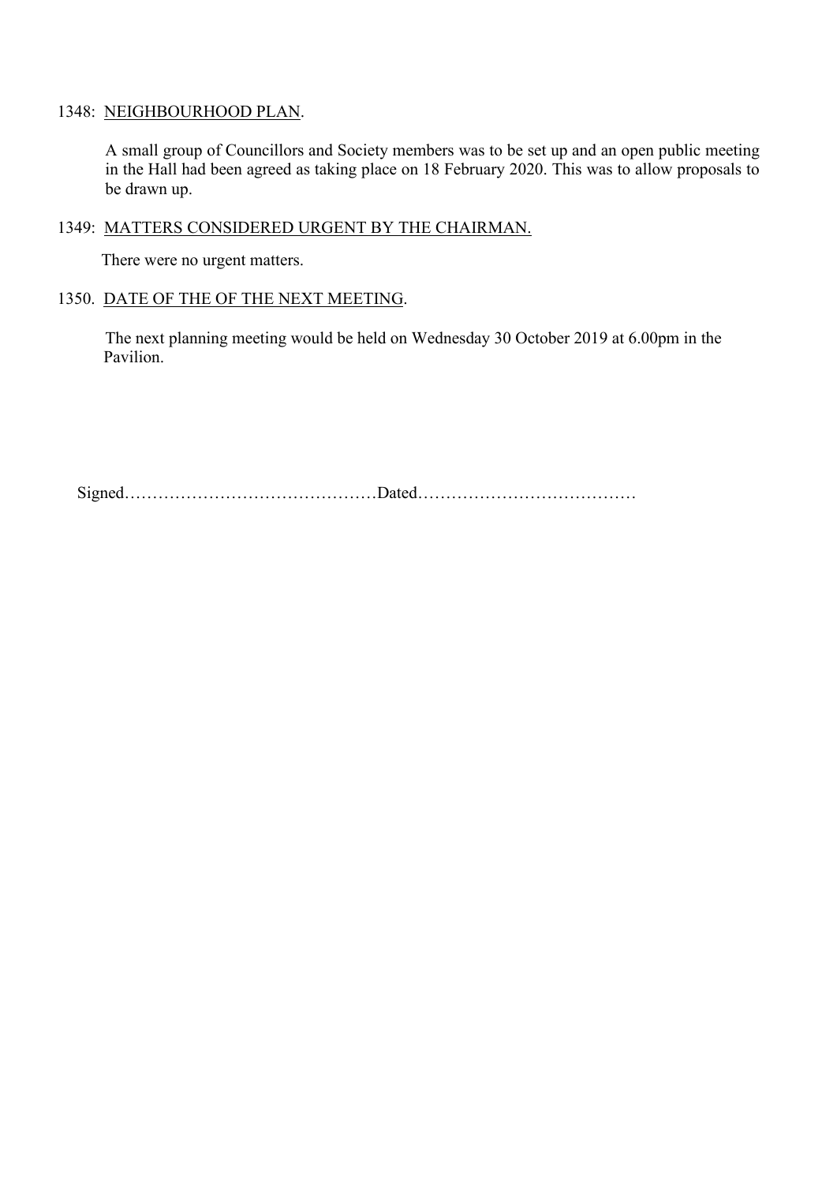1348: <u>NEIGHBOURHOOD PLAN</u>.

A small group of Councillors and Society members was to be set up and an open public meeting in the Hall had been agreed as taking place on 18 February 2020. This was to allow proposals to be drawn up.

1349: <u>MATTERS CONSIDERED URGENT BY THE CHAIRMAN.</u>

There were no urgent matters.

1350. <u>DATE OF THE OF THE NEXT MEETING</u>.

The next planning meeting would be held on Wednesday 30 October 2019 at 6.00pm in the Pavilion.

Signed………………………………………Dated…………………………………